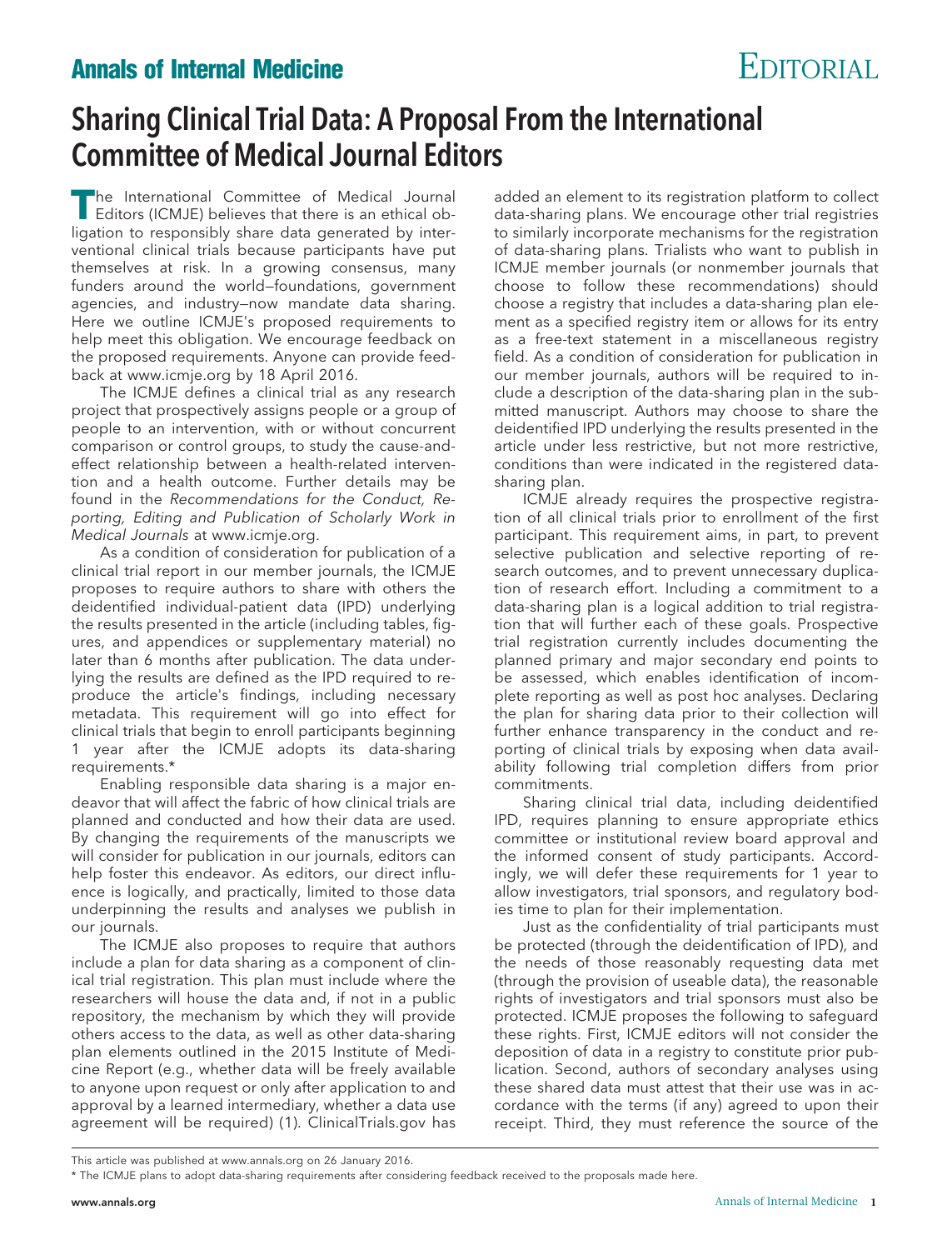# Sharing Clinical Trial Data: A Proposal From the International Committee of Medical Journal Editors

EDITORIAL

The International Committee of Medical Journal Editors (ICMJE) believes that there is an ethical obligation to responsibly share data generated by interventional clinical trials because participants have put themselves at risk. In a growing consensus, many funders around the world—foundations, government agencies, and industry—now mandate data sharing. Here we outline ICMJE's proposed requirements to help meet this obligation. We encourage feedback on the proposed requirements. Anyone can provide feedback at www.icmje.org by 18 April 2016.

The ICMJE defines a clinical trial as any research project that prospectively assigns people or a group of people to an intervention, with or without concurrent comparison or control groups, to study the cause-and-effect relationship between a health-related intervention and a health outcome. Further details may be found in the *Recommendations for the Conduct, Reporting, Editing and Publication of Scholarly Work in Medical Journals* at www.icmje.org.

As a condition of consideration for publication of a clinical trial report in our member journals, the ICMJE proposes to require authors to share with others the deidentified individual-patient data (IPD) underlying the results presented in the article (including tables, figures, and appendices or supplementary material) no later than 6 months after publication. The data underlying the results are defined as the IPD required to reproduce the article's findings, including necessary metadata. This requirement will go into effect for clinical trials that begin to enroll participants beginning 1 year after the ICMJE adopts its data-sharing requirements.*

Enabling responsible data sharing is a major endeavor that will affect the fabric of how clinical trials are planned and conducted and how their data are used. By changing the requirements of the manuscripts we will consider for publication in our journals, editors can help foster this endeavor. As editors, our direct influence is logically, and practically, limited to those data underpinning the results and analyses we publish in our journals.

The ICMJE also proposes to require that authors include a plan for data sharing as a component of clinical trial registration. This plan must include where the researchers will house the data and, if not in a public repository, the mechanism by which they will provide others access to the data, as well as other data-sharing plan elements outlined in the 2015 Institute of Medicine Report (e.g., whether data will be freely available to anyone upon request or only after application to and approval by a learned intermediary, whether a data use agreement will be required) (1). ClinicalTrials.gov has added an element to its registration platform to collect data-sharing plans. We encourage other trial registries to similarly incorporate mechanisms for the registration of data-sharing plans. Trialists who want to publish in ICMJE member journals (or nonmember journals that choose to follow these recommendations) should choose a registry that includes a data-sharing plan element as a specified registry item or allows for its entry as a free-text statement in a miscellaneous registry field. As a condition of consideration for publication in our member journals, authors will be required to include a description of the data-sharing plan in the submitted manuscript. Authors may choose to share the deidentified IPD underlying the results presented in the article under less restrictive, but not more restrictive, conditions than were indicated in the registered data-sharing plan.

ICMJE already requires the prospective registration of all clinical trials prior to enrollment of the first participant. This requirement aims, in part, to prevent selective publication and selective reporting of research outcomes, and to prevent unnecessary duplication of research effort. Including a commitment to a data-sharing plan is a logical addition to trial registration that will further each of these goals. Prospective trial registration currently includes documenting the planned primary and major secondary end points to be assessed, which enables identification of incomplete reporting as well as post hoc analyses. Declaring the plan for sharing data prior to their collection will further enhance transparency in the conduct and reporting of clinical trials by exposing when data availability following trial completion differs from prior commitments.

Sharing clinical trial data, including deidentified IPD, requires planning to ensure appropriate ethics committee or institutional review board approval and the informed consent of study participants. Accordingly, we will defer these requirements for 1 year to allow investigators, trial sponsors, and regulatory bodies time to plan for their implementation.

Just as the confidentiality of trial participants must be protected (through the deidentification of IPD), and the needs of those reasonably requesting data met (through the provision of useable data), the reasonable rights of investigators and trial sponsors must also be protected. ICMJE proposes the following to safeguard these rights. First, ICMJE editors will not consider the deposition of data in a registry to constitute prior publication. Second, authors of secondary analyses using these shared data must attest that their use was in accordance with the terms (if any) agreed to upon their receipt. Third, they must reference the source of the

This article was published at www.annals.org on 26 January 2016.

\* The ICMJE plans to adopt data-sharing requirements after considering feedback received to the proposals made here.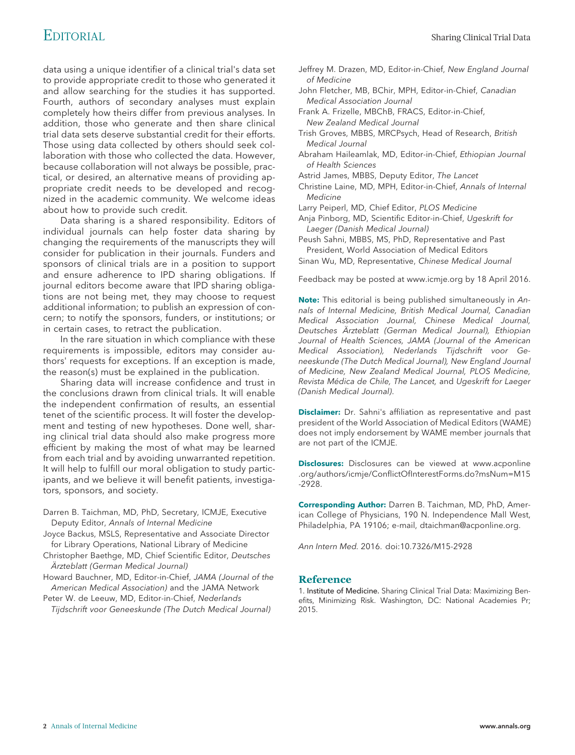data using a unique identifier of a clinical trial's data set to provide appropriate credit to those who generated it and allow searching for the studies it has supported. Fourth, authors of secondary analyses must explain completely how theirs differ from previous analyses. In addition, those who generate and then share clinical trial data sets deserve substantial credit for their efforts. Those using data collected by others should seek collaboration with those who collected the data. However, because collaboration will not always be possible, practical, or desired, an alternative means of providing appropriate credit needs to be developed and recognized in the academic community. We welcome ideas about how to provide such credit.

Data sharing is a shared responsibility. Editors of individual journals can help foster data sharing by changing the requirements of the manuscripts they will consider for publication in their journals. Funders and sponsors of clinical trials are in a position to support and ensure adherence to IPD sharing obligations. If journal editors become aware that IPD sharing obligations are not being met, they may choose to request additional information; to publish an expression of concern; to notify the sponsors, funders, or institutions; or in certain cases, to retract the publication.

In the rare situation in which compliance with these requirements is impossible, editors may consider authors' requests for exceptions. If an exception is made, the reason(s) must be explained in the publication.

Sharing data will increase confidence and trust in the conclusions drawn from clinical trials. It will enable the independent confirmation of results, an essential tenet of the scientific process. It will foster the development and testing of new hypotheses. Done well, sharing clinical trial data should also make progress more efficient by making the most of what may be learned from each trial and by avoiding unwarranted repetition. It will help to fulfill our moral obligation to study participants, and we believe it will benefit patients, investigators, sponsors, and society.

Darren B. Taichman, MD, PhD, Secretary, ICMJE, Executive Deputy Editor, *Annals of Internal Medicine*
Joyce Backus, MSLS, Representative and Associate Director for Library Operations, National Library of Medicine
Christopher Baethge, MD, Chief Scientific Editor, *Deutsches Ärzteblatt (German Medical Journal)*
Howard Bauchner, MD, Editor-in-Chief, *JAMA (Journal of the American Medical Association)* and the JAMA Network
Peter W. de Leeuw, MD, Editor-in-Chief, *Nederlands Tijdschrift voor Geneeskunde (The Dutch Medical Journal)*
Jeffrey M. Drazen, MD, Editor-in-Chief, *New England Journal of Medicine*
John Fletcher, MB, BChir, MPH, Editor-in-Chief, *Canadian Medical Association Journal*
Frank A. Frizelle, MBChB, FRACS, Editor-in-Chief, *New Zealand Medical Journal*
Trish Groves, MBBS, MRCPsych, Head of Research, *British Medical Journal*
Abraham Haileamlak, MD, Editor-in-Chief, *Ethiopian Journal of Health Sciences*
Astrid James, MBBS, Deputy Editor, *The Lancet*
Christine Laine, MD, MPH, Editor-in-Chief, *Annals of Internal Medicine*
Larry Peiperl, MD, Chief Editor, *PLOS Medicine*
Anja Pinborg, MD, Scientific Editor-in-Chief, *Ugeskrift for Laeger (Danish Medical Journal)*
Peush Sahni, MBBS, MS, PhD, Representative and Past President, World Association of Medical Editors
Sinan Wu, MD, Representative, *Chinese Medical Journal*

Feedback may be posted at www.icmje.org by 18 April 2016.

**Note:** This editorial is being published simultaneously in *Annals of Internal Medicine, British Medical Journal, Canadian Medical Association Journal, Chinese Medical Journal, Deutsches Ärzteblatt (German Medical Journal), Ethiopian Journal of Health Sciences, JAMA (Journal of the American Medical Association), Nederlands Tijdschrift voor Geneeskunde (The Dutch Medical Journal), New England Journal of Medicine, New Zealand Medical Journal, PLOS Medicine, Revista Médica de Chile, The Lancet,* and *Ugeskrift for Laeger (Danish Medical Journal).*

**Disclaimer:** Dr. Sahni's affiliation as representative and past president of the World Association of Medical Editors (WAME) does not imply endorsement by WAME member journals that are not part of the ICMJE.

**Disclosures:** Disclosures can be viewed at www.acponline.org/authors/icmje/ConflictOfInterestForms.do?msNum=M15-2928.

**Corresponding Author:** Darren B. Taichman, MD, PhD, American College of Physicians, 190 N. Independence Mall West, Philadelphia, PA 19106; e-mail, dtaichman@acponline.org.

*Ann Intern Med.* 2016. doi:10.7326/M15-2928

## Reference

1. Institute of Medicine. Sharing Clinical Trial Data: Maximizing Benefits, Minimizing Risk. Washington, DC: National Academies Pr; 2015.